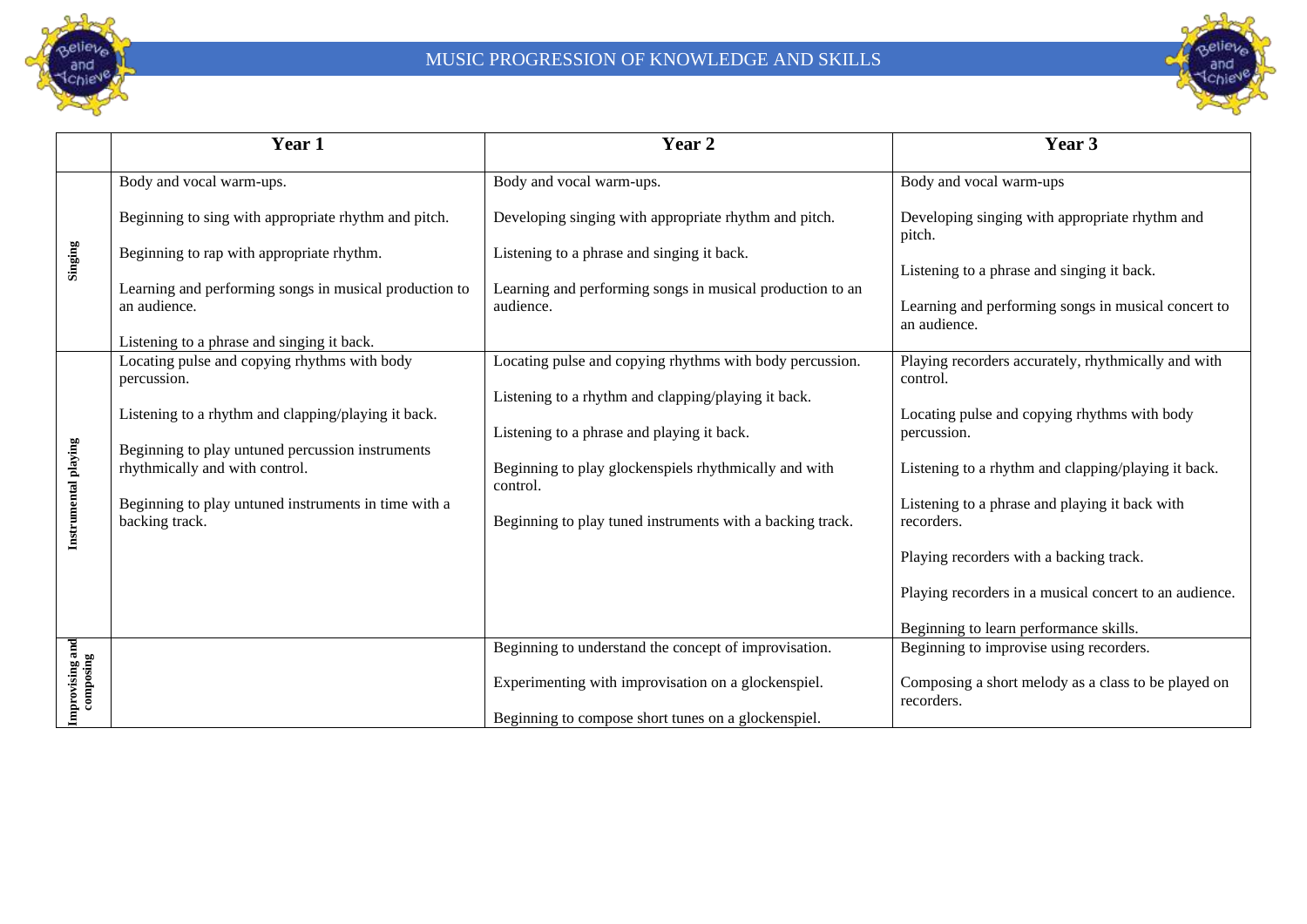# MUSIC PROGRESSION OF KNOWLEDGE AND SKILLS

| | Year 1 | Year 2 | Year 3 |
|---|---|---|---|
| **Singing** | Body and vocal warm-ups.<br><br>Beginning to sing with appropriate rhythm and pitch.<br><br>Beginning to rap with appropriate rhythm.<br><br>Learning and performing songs in musical production to an audience.<br><br>Listening to a phrase and singing it back. | Body and vocal warm-ups.<br><br>Developing singing with appropriate rhythm and pitch.<br><br>Listening to a phrase and singing it back.<br><br>Learning and performing songs in musical production to an audience. | Body and vocal warm-ups<br><br>Developing singing with appropriate rhythm and pitch.<br><br>Listening to a phrase and singing it back.<br><br>Learning and performing songs in musical concert to an audience. |
| **Instrumental playing** | Locating pulse and copying rhythms with body percussion.<br><br>Listening to a rhythm and clapping/playing it back.<br><br>Beginning to play untuned percussion instruments rhythmically and with control.<br><br>Beginning to play untuned instruments in time with a backing track. | Locating pulse and copying rhythms with body percussion.<br><br>Listening to a rhythm and clapping/playing it back.<br><br>Listening to a phrase and playing it back.<br><br>Beginning to play glockenspiels rhythmically and with control.<br><br>Beginning to play tuned instruments with a backing track. | Playing recorders accurately, rhythmically and with control.<br><br>Locating pulse and copying rhythms with body percussion.<br><br>Listening to a rhythm and clapping/playing it back.<br><br>Listening to a phrase and playing it back with recorders.<br><br>Playing recorders with a backing track.<br><br>Playing recorders in a musical concert to an audience.<br><br>Beginning to learn performance skills. |
| **Improvising and composing** | | Beginning to understand the concept of improvisation.<br><br>Experimenting with improvisation on a glockenspiel.<br><br>Beginning to compose short tunes on a glockenspiel. | Beginning to improvise using recorders.<br><br>Composing a short melody as a class to be played on recorders. |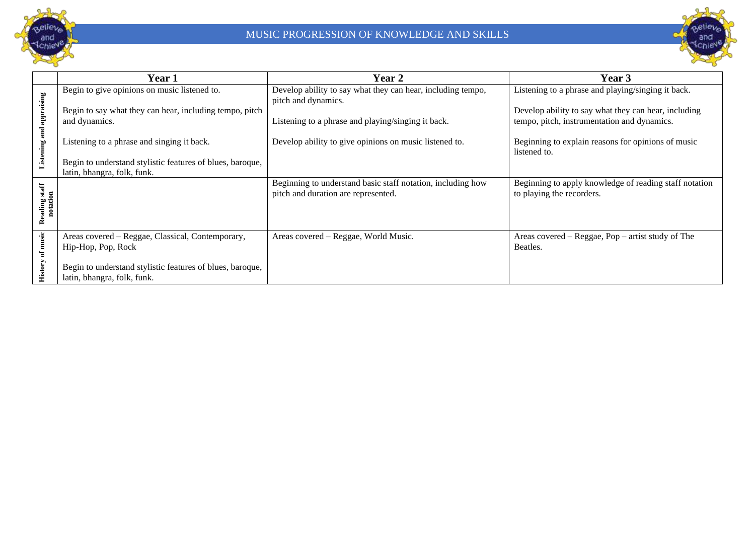# MUSIC PROGRESSION OF KNOWLEDGE AND SKILLS

| | Year 1 | Year 2 | Year 3 |
|---|---|---|---|
| **Listening and appraising** | Begin to give opinions on music listened to.<br><br>Begin to say what they can hear, including tempo, pitch and dynamics.<br><br>Listening to a phrase and singing it back.<br><br>Begin to understand stylistic features of blues, baroque, latin, bhangra, folk, funk. | Develop ability to say what they can hear, including tempo, pitch and dynamics.<br><br>Listening to a phrase and playing/singing it back.<br><br>Develop ability to give opinions on music listened to. | Listening to a phrase and playing/singing it back.<br><br>Develop ability to say what they can hear, including tempo, pitch, instrumentation and dynamics.<br><br>Beginning to explain reasons for opinions of music listened to. |
| **Reading staff notation** | | Beginning to understand basic staff notation, including how pitch and duration are represented. | Beginning to apply knowledge of reading staff notation to playing the recorders. |
| **History of music** | Areas covered – Reggae, Classical, Contemporary, Hip-Hop, Pop, Rock<br><br>Begin to understand stylistic features of blues, baroque, latin, bhangra, folk, funk. | Areas covered – Reggae, World Music. | Areas covered – Reggae, Pop – artist study of The Beatles. |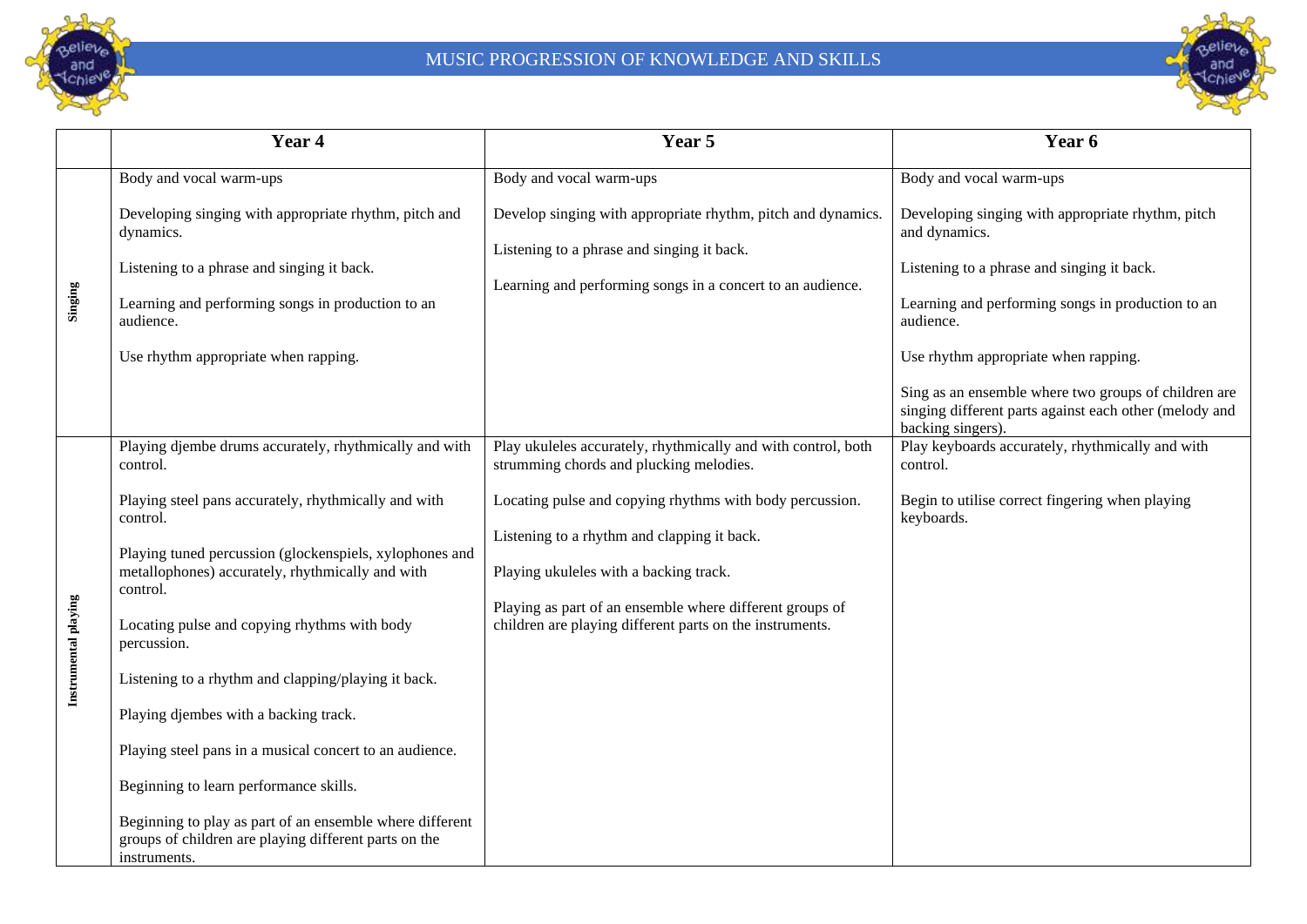# MUSIC PROGRESSION OF KNOWLEDGE AND SKILLS

| | Year 4 | Year 5 | Year 6 |
|---|---|---|---|
| **Singing** | Body and vocal warm-ups<br><br>Developing singing with appropriate rhythm, pitch and dynamics.<br><br>Listening to a phrase and singing it back.<br><br>Learning and performing songs in production to an audience.<br><br>Use rhythm appropriate when rapping. | Body and vocal warm-ups<br><br>Develop singing with appropriate rhythm, pitch and dynamics.<br><br>Listening to a phrase and singing it back.<br><br>Learning and performing songs in a concert to an audience. | Body and vocal warm-ups<br><br>Developing singing with appropriate rhythm, pitch and dynamics.<br><br>Listening to a phrase and singing it back.<br><br>Learning and performing songs in production to an audience.<br><br>Use rhythm appropriate when rapping.<br><br>Sing as an ensemble where two groups of children are singing different parts against each other (melody and backing singers). |
| **Instrumental playing** | Playing djembe drums accurately, rhythmically and with control.<br><br>Playing steel pans accurately, rhythmically and with control.<br><br>Playing tuned percussion (glockenspiels, xylophones and metallophones) accurately, rhythmically and with control.<br><br>Locating pulse and copying rhythms with body percussion.<br><br>Listening to a rhythm and clapping/playing it back.<br><br>Playing djembes with a backing track.<br><br>Playing steel pans in a musical concert to an audience.<br><br>Beginning to learn performance skills.<br><br>Beginning to play as part of an ensemble where different groups of children are playing different parts on the instruments. | Play ukuleles accurately, rhythmically and with control, both strumming chords and plucking melodies.<br><br>Locating pulse and copying rhythms with body percussion.<br><br>Listening to a rhythm and clapping it back.<br><br>Playing ukuleles with a backing track.<br><br>Playing as part of an ensemble where different groups of children are playing different parts on the instruments. | Play keyboards accurately, rhythmically and with control.<br><br>Begin to utilise correct fingering when playing keyboards. |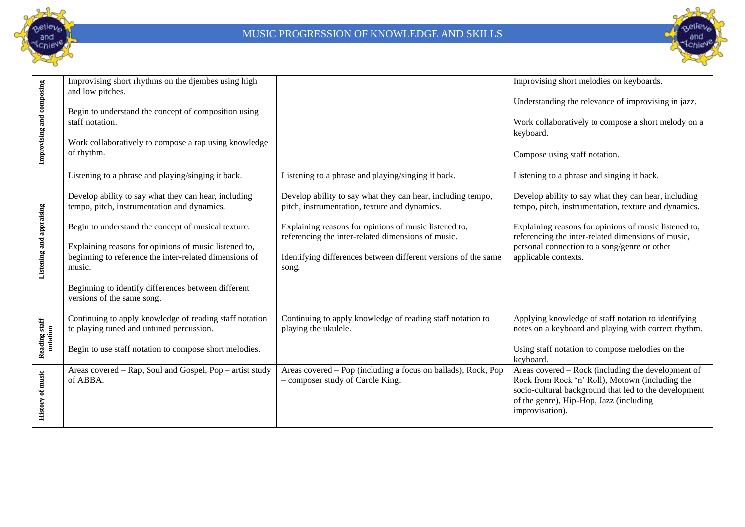# MUSIC PROGRESSION OF KNOWLEDGE AND SKILLS

| | | | |
|---|---|---|---|
| **Improvising and composing** | Improvising short rhythms on the djembes using high and low pitches.<br><br>Begin to understand the concept of composition using staff notation.<br><br>Work collaboratively to compose a rap using knowledge of rhythm. | | Improvising short melodies on keyboards.<br><br>Understanding the relevance of improvising in jazz.<br><br>Work collaboratively to compose a short melody on a keyboard.<br><br>Compose using staff notation. |
| **Listening and appraising** | Listening to a phrase and playing/singing it back.<br><br>Develop ability to say what they can hear, including tempo, pitch, instrumentation and dynamics.<br><br>Begin to understand the concept of musical texture.<br><br>Explaining reasons for opinions of music listened to, beginning to reference the inter-related dimensions of music.<br><br>Beginning to identify differences between different versions of the same song. | Listening to a phrase and playing/singing it back.<br><br>Develop ability to say what they can hear, including tempo, pitch, instrumentation, texture and dynamics.<br><br>Explaining reasons for opinions of music listened to, referencing the inter-related dimensions of music.<br><br>Identifying differences between different versions of the same song. | Listening to a phrase and singing it back.<br><br>Develop ability to say what they can hear, including tempo, pitch, instrumentation, texture and dynamics.<br><br>Explaining reasons for opinions of music listened to, referencing the inter-related dimensions of music, personal connection to a song/genre or other applicable contexts. |
| **Reading staff notation** | Continuing to apply knowledge of reading staff notation to playing tuned and untuned percussion.<br><br>Begin to use staff notation to compose short melodies. | Continuing to apply knowledge of reading staff notation to playing the ukulele. | Applying knowledge of staff notation to identifying notes on a keyboard and playing with correct rhythm.<br><br>Using staff notation to compose melodies on the keyboard. |
| **History of music** | Areas covered – Rap, Soul and Gospel, Pop – artist study of ABBA. | Areas covered – Pop (including a focus on ballads), Rock, Pop – composer study of Carole King. | Areas covered – Rock (including the development of Rock from Rock 'n' Roll), Motown (including the socio-cultural background that led to the development of the genre), Hip-Hop, Jazz (including improvisation). |